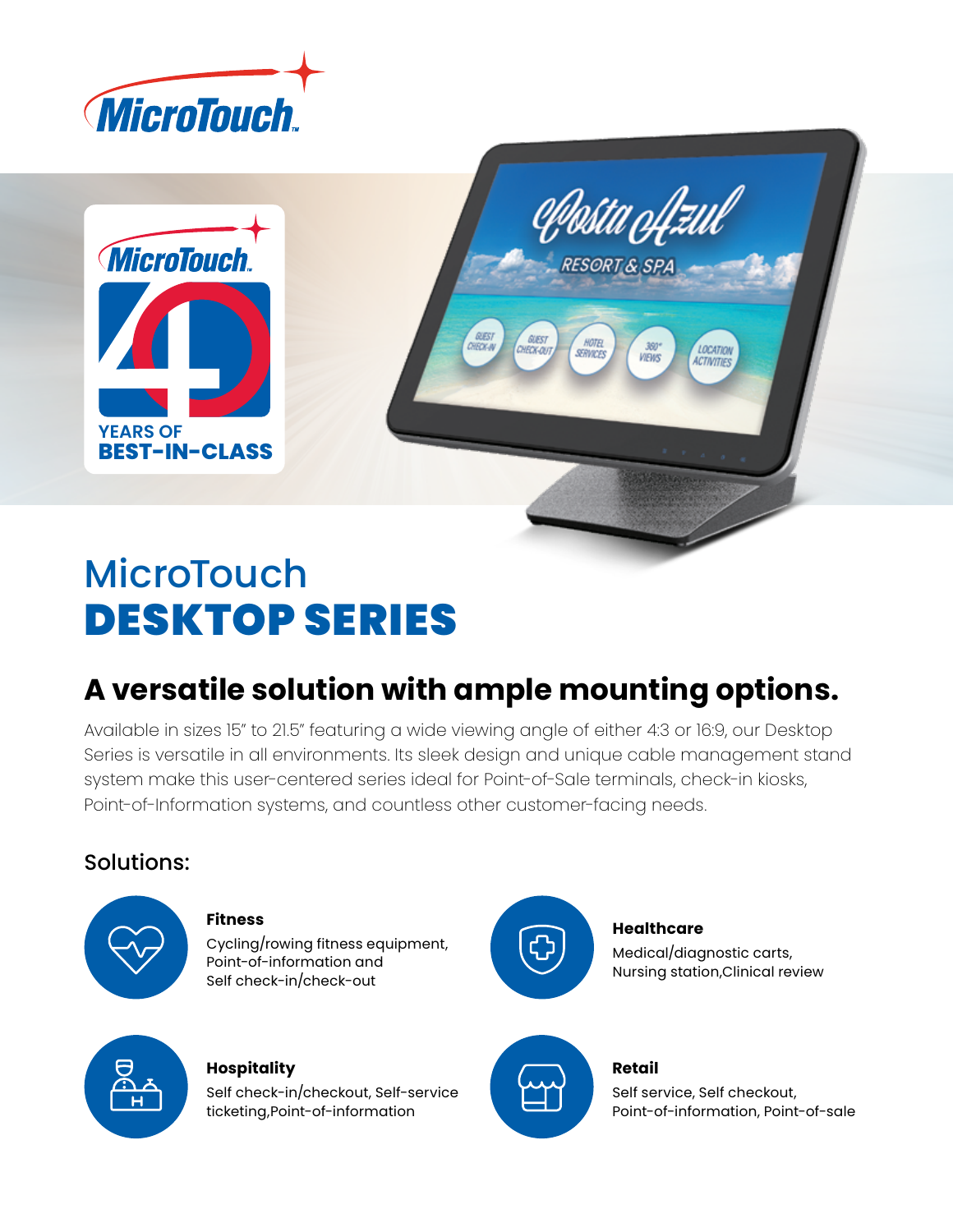# MicroTouch DESKTOP SERIES

## A versatile solution with ample mounting options.

Available in sizes 15" to 21.5" featuring a wide viewing angle of either 4:3 or 16:9, our Desktop Series is versatile in all environments. Its sleek design and unique cable management stand system make this user-centered series ideal for Point-of-Sale terminals, check-in kiosks, Point-of-Information systems, and countless other customer-facing needs.

### Solutions:

**Fitness**
Cycling/rowing fitness equipment, Point-of-information and Self check-in/check-out

**Healthcare**
Medical/diagnostic carts, Nursing station,Clinical review

**Hospitality**
Self check-in/checkout, Self-service ticketing,Point-of-information

**Retail**
Self service, Self checkout, Point-of-information, Point-of-sale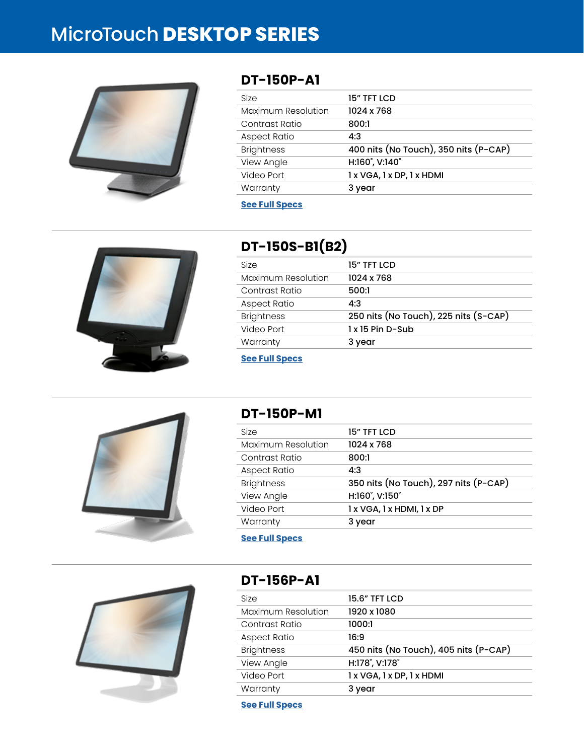# MicroTouch **DESKTOP SERIES**

## DT-150P-A1

| Size | 15" TFT LCD |
| --- | --- |
| Maximum Resolution | 1024 x 768 |
| Contrast Ratio | 800:1 |
| Aspect Ratio | 4:3 |
| Brightness | 400 nits (No Touch), 350 nits (P-CAP) |
| View Angle | H:160˚, V:140˚ |
| Video Port | 1 x VGA, 1 x DP, 1 x HDMI |
| Warranty | 3 year |

**See Full Specs**

## DT-150S-B1(B2)

| Size | 15" TFT LCD |
| --- | --- |
| Maximum Resolution | 1024 x 768 |
| Contrast Ratio | 500:1 |
| Aspect Ratio | 4:3 |
| Brightness | 250 nits (No Touch), 225 nits (S-CAP) |
| Video Port | 1 x 15 Pin D-Sub |
| Warranty | 3 year |

**See Full Specs**

## DT-150P-M1

| Size | 15" TFT LCD |
| --- | --- |
| Maximum Resolution | 1024 x 768 |
| Contrast Ratio | 800:1 |
| Aspect Ratio | 4:3 |
| Brightness | 350 nits (No Touch), 297 nits (P-CAP) |
| View Angle | H:160˚, V:150˚ |
| Video Port | 1 x VGA, 1 x HDMI, 1 x DP |
| Warranty | 3 year |

**See Full Specs**

## DT-156P-A1

| Size | 15.6" TFT LCD |
| --- | --- |
| Maximum Resolution | 1920 x 1080 |
| Contrast Ratio | 1000:1 |
| Aspect Ratio | 16:9 |
| Brightness | 450 nits (No Touch), 405 nits (P-CAP) |
| View Angle | H:178˚, V:178˚ |
| Video Port | 1 x VGA, 1 x DP, 1 x HDMI |
| Warranty | 3 year |

**See Full Specs**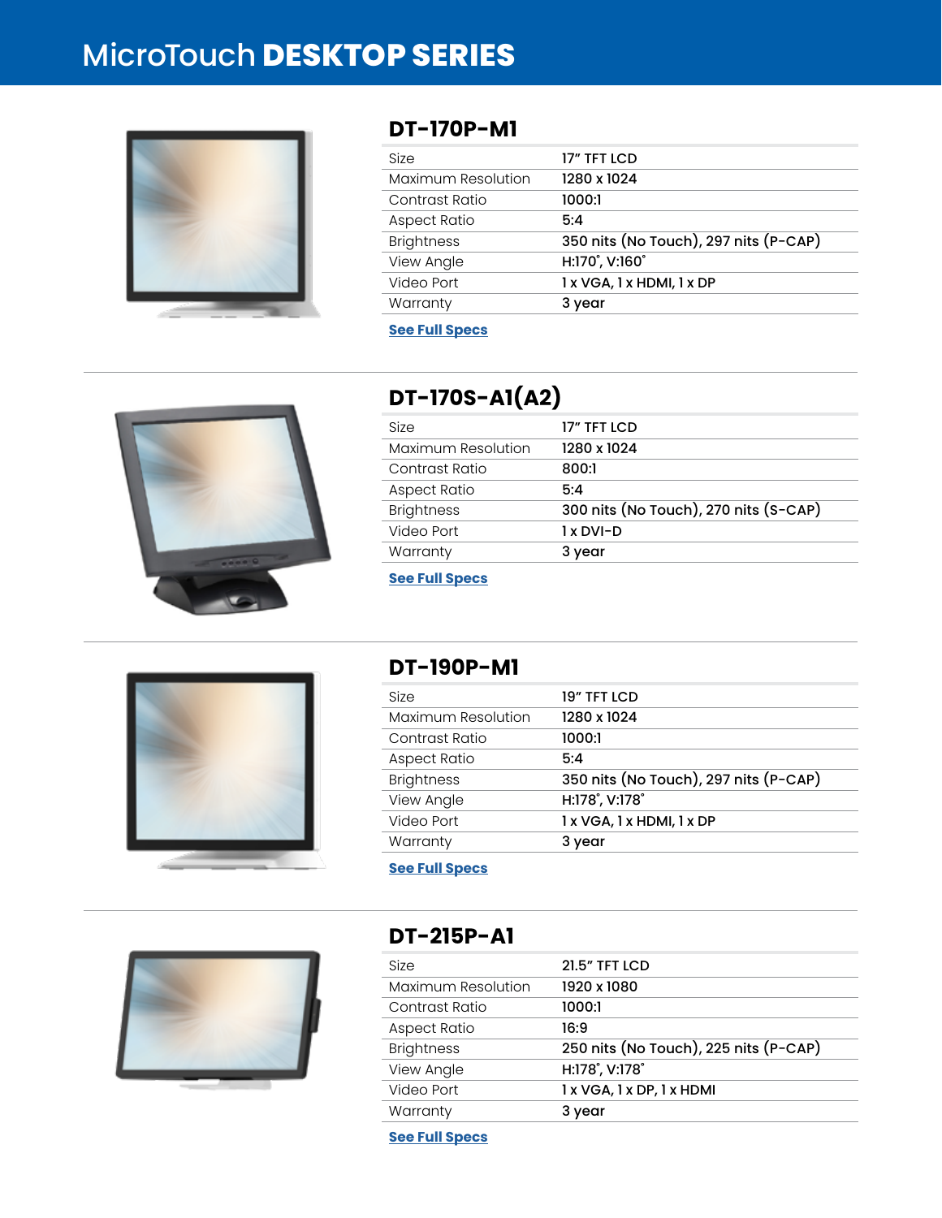# MicroTouch **DESKTOP SERIES**

## DT-170P-M1

| Size | 17” TFT LCD |
| --- | --- |
| Maximum Resolution | 1280 x 1024 |
| Contrast Ratio | 1000:1 |
| Aspect Ratio | 5:4 |
| Brightness | 350 nits (No Touch), 297 nits (P-CAP) |
| View Angle | H:170˚, V:160˚ |
| Video Port | 1 x VGA, 1 x HDMI, 1 x DP |
| Warranty | 3 year |

**See Full Specs**

## DT-170S-A1(A2)

| Size | 17” TFT LCD |
| --- | --- |
| Maximum Resolution | 1280 x 1024 |
| Contrast Ratio | 800:1 |
| Aspect Ratio | 5:4 |
| Brightness | 300 nits (No Touch), 270 nits (S-CAP) |
| Video Port | 1 x DVI-D |
| Warranty | 3 year |

**See Full Specs**

## DT-190P-M1

| Size | 19” TFT LCD |
| --- | --- |
| Maximum Resolution | 1280 x 1024 |
| Contrast Ratio | 1000:1 |
| Aspect Ratio | 5:4 |
| Brightness | 350 nits (No Touch), 297 nits (P-CAP) |
| View Angle | H:178˚, V:178˚ |
| Video Port | 1 x VGA, 1 x HDMI, 1 x DP |
| Warranty | 3 year |

**See Full Specs**

## DT-215P-A1

| Size | 21.5” TFT LCD |
| --- | --- |
| Maximum Resolution | 1920 x 1080 |
| Contrast Ratio | 1000:1 |
| Aspect Ratio | 16:9 |
| Brightness | 250 nits (No Touch), 225 nits (P-CAP) |
| View Angle | H:178˚, V:178˚ |
| Video Port | 1 x VGA, 1 x DP, 1 x HDMI |
| Warranty | 3 year |

**See Full Specs**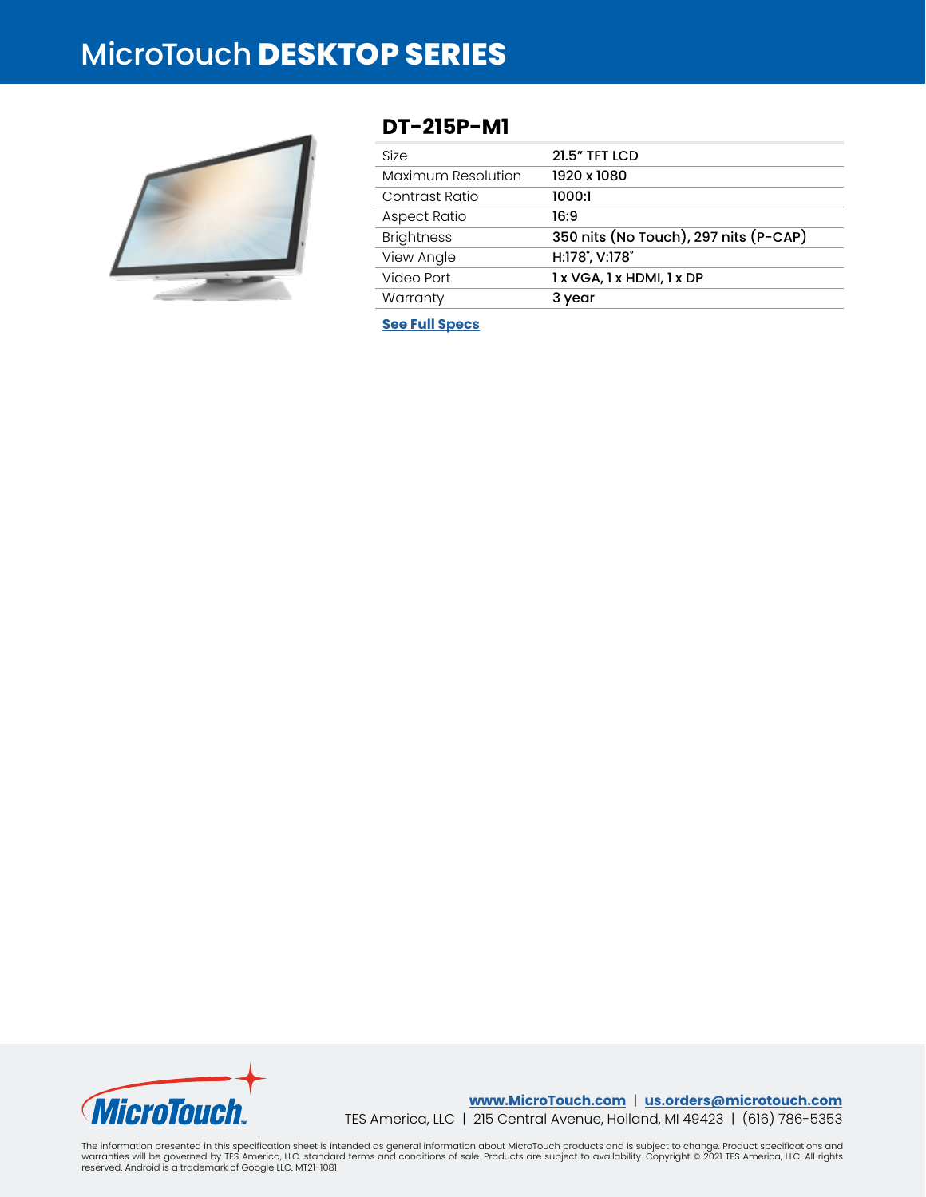# MicroTouch **DESKTOP SERIES**

## DT-215P-M1

| | |
|---|---|
| Size | 21.5" TFT LCD |
| Maximum Resolution | 1920 x 1080 |
| Contrast Ratio | 1000:1 |
| Aspect Ratio | 16:9 |
| Brightness | 350 nits (No Touch), 297 nits (P-CAP) |
| View Angle | H:178˚, V:178˚ |
| Video Port | 1 x VGA, 1 x HDMI, 1 x DP |
| Warranty | 3 year |

**See Full Specs**

**www.MicroTouch.com** | **us.orders@microtouch.com**

TES America, LLC | 215 Central Avenue, Holland, MI 49423 | (616) 786-5353

The information presented in this specification sheet is intended as general information about MicroTouch products and is subject to change. Product specifications and warranties will be governed by TES America, LLC. standard terms and conditions of sale. Products are subject to availability. Copyright © 2021 TES America, LLC. All rights reserved. Android is a trademark of Google LLC. MT21-1081